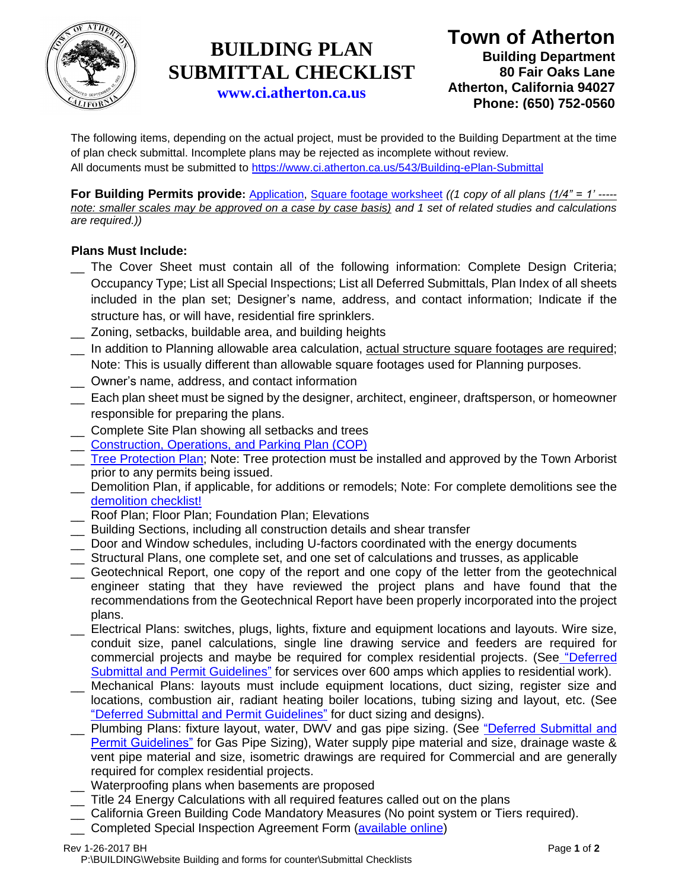# BUILDING PLAN SUBMITTAL CHECKLIST

**www.ci.atherton.ca.us**

**Town of Atherton**
**Building Department**
**80 Fair Oaks Lane**
**Atherton, California 94027**
**Phone: (650) 752-0560**

The following items, depending on the actual project, must be provided to the Building Department at the time of plan check submittal. Incomplete plans may be rejected as incomplete without review.
All documents must be submitted to https://www.ci.atherton.ca.us/543/Building-ePlan-Submittal

**For Building Permits provide:** Application, Square footage worksheet *((1 copy of all plans <u>(1/4" = 1' ----- note: smaller scales may be approved on a case by case basis)</u> and 1 set of related studies and calculations are required.))*

**Plans Must Include:**

- __ The Cover Sheet must contain all of the following information: Complete Design Criteria; Occupancy Type; List all Special Inspections; List all Deferred Submittals, Plan Index of all sheets included in the plan set; Designer's name, address, and contact information; Indicate if the structure has, or will have, residential fire sprinklers.
- __ Zoning, setbacks, buildable area, and building heights
- __ In addition to Planning allowable area calculation, <u>actual structure square footages are required</u>; Note: This is usually different than allowable square footages used for Planning purposes.
- __ Owner's name, address, and contact information
- __ Each plan sheet must be signed by the designer, architect, engineer, draftsperson, or homeowner responsible for preparing the plans.
- __ Complete Site Plan showing all setbacks and trees
- __ Construction, Operations, and Parking Plan (COP)
- __ Tree Protection Plan; Note: Tree protection must be installed and approved by the Town Arborist prior to any permits being issued.
- __ Demolition Plan, if applicable, for additions or remodels; Note: For complete demolitions see the demolition checklist!
- __ Roof Plan; Floor Plan; Foundation Plan; Elevations
- __ Building Sections, including all construction details and shear transfer
- __ Door and Window schedules, including U-factors coordinated with the energy documents
- __ Structural Plans, one complete set, and one set of calculations and trusses, as applicable
- __ Geotechnical Report, one copy of the report and one copy of the letter from the geotechnical engineer stating that they have reviewed the project plans and have found that the recommendations from the Geotechnical Report have been properly incorporated into the project plans.
- __ Electrical Plans: switches, plugs, lights, fixture and equipment locations and layouts. Wire size, conduit size, panel calculations, single line drawing service and feeders are required for commercial projects and maybe be required for complex residential projects. (See "Deferred Submittal and Permit Guidelines" for services over 600 amps which applies to residential work).
- __ Mechanical Plans: layouts must include equipment locations, duct sizing, register size and locations, combustion air, radiant heating boiler locations, tubing sizing and layout, etc. (See "Deferred Submittal and Permit Guidelines" for duct sizing and designs).
- __ Plumbing Plans: fixture layout, water, DWV and gas pipe sizing. (See "Deferred Submittal and Permit Guidelines" for Gas Pipe Sizing), Water supply pipe material and size, drainage waste & vent pipe material and size, isometric drawings are required for Commercial and are generally required for complex residential projects.
- __ Waterproofing plans when basements are proposed
- __ Title 24 Energy Calculations with all required features called out on the plans
- __ California Green Building Code Mandatory Measures (No point system or Tiers required).
- __ Completed Special Inspection Agreement Form (available online)

Rev 1-26-2017 BH
P:\BUILDING\Website Building and forms for counter\Submittal Checklists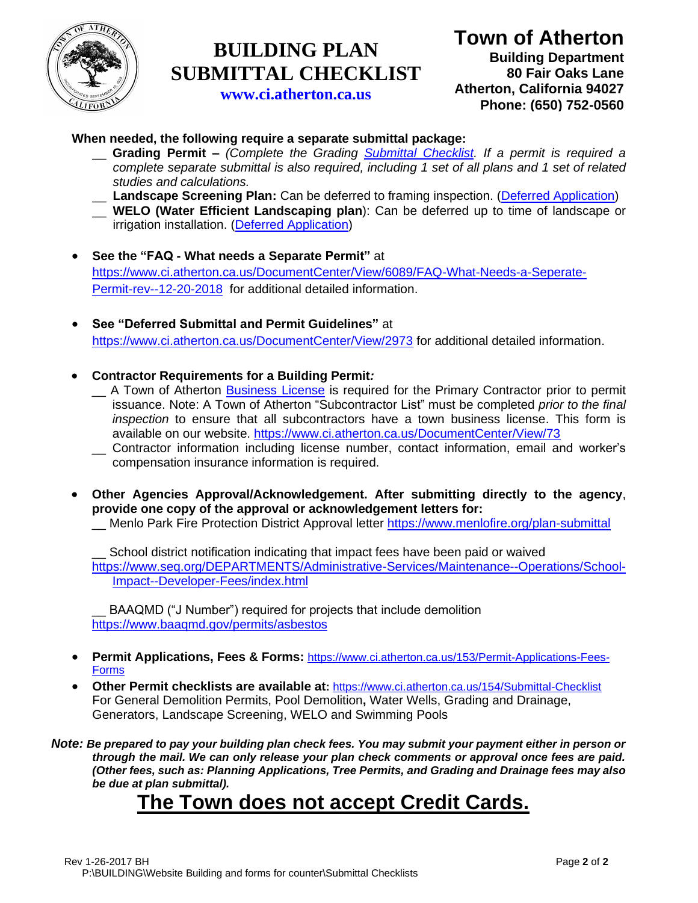# BUILDING PLAN SUBMITTAL CHECKLIST

www.ci.atherton.ca.us

**Town of Atherton**
**Building Department**
**80 Fair Oaks Lane**
**Atherton, California 94027**
**Phone: (650) 752-0560**

**When needed, the following require a separate submittal package:**

__ **Grading Permit –** *(Complete the Grading Submittal Checklist. If a permit is required a complete separate submittal is also required, including 1 set of all plans and 1 set of related studies and calculations.*

__ **Landscape Screening Plan:** Can be deferred to framing inspection. (Deferred Application)

__ **WELO (Water Efficient Landscaping plan)**: Can be deferred up to time of landscape or irrigation installation. (Deferred Application)

- **See the "FAQ - What needs a Separate Permit"** at https://www.ci.atherton.ca.us/DocumentCenter/View/6089/FAQ-What-Needs-a-Seperate-Permit-rev--12-20-2018 for additional detailed information.

- **See "Deferred Submittal and Permit Guidelines"** at https://www.ci.atherton.ca.us/DocumentCenter/View/2973 for additional detailed information.

- **Contractor Requirements for a Building Permit*:***

  __ A Town of Atherton Business License is required for the Primary Contractor prior to permit issuance. Note: A Town of Atherton "Subcontractor List" must be completed *prior to the final inspection* to ensure that all subcontractors have a town business license. This form is available on our website. https://www.ci.atherton.ca.us/DocumentCenter/View/73

  __ Contractor information including license number, contact information, email and worker's compensation insurance information is required.

- **Other Agencies Approval/Acknowledgement. After submitting directly to the agency**, **provide one copy of the approval or acknowledgement letters for:**

  __ Menlo Park Fire Protection District Approval letter https://www.menlofire.org/plan-submittal

  __ School district notification indicating that impact fees have been paid or waived https://www.seq.org/DEPARTMENTS/Administrative-Services/Maintenance--Operations/School-Impact--Developer-Fees/index.html

  __ BAAQMD ("J Number") required for projects that include demolition https://www.baaqmd.gov/permits/asbestos

- **Permit Applications, Fees & Forms:** https://www.ci.atherton.ca.us/153/Permit-Applications-Fees-Forms

- **Other Permit checklists are available at:** https://www.ci.atherton.ca.us/154/Submittal-Checklist For General Demolition Permits, Pool Demolition**,** Water Wells, Grading and Drainage, Generators, Landscape Screening, WELO and Swimming Pools

***Note:*** ***Be prepared to pay your building plan check fees. You may submit your payment either in person or through the mail. We can only release your plan check comments or approval once fees are paid. (Other fees, such as: Planning Applications, Tree Permits, and Grading and Drainage fees may also be due at plan submittal).***

## The Town does not accept Credit Cards.

Rev 1-26-2017 BH
P:\BUILDING\Website Building and forms for counter\Submittal Checklists